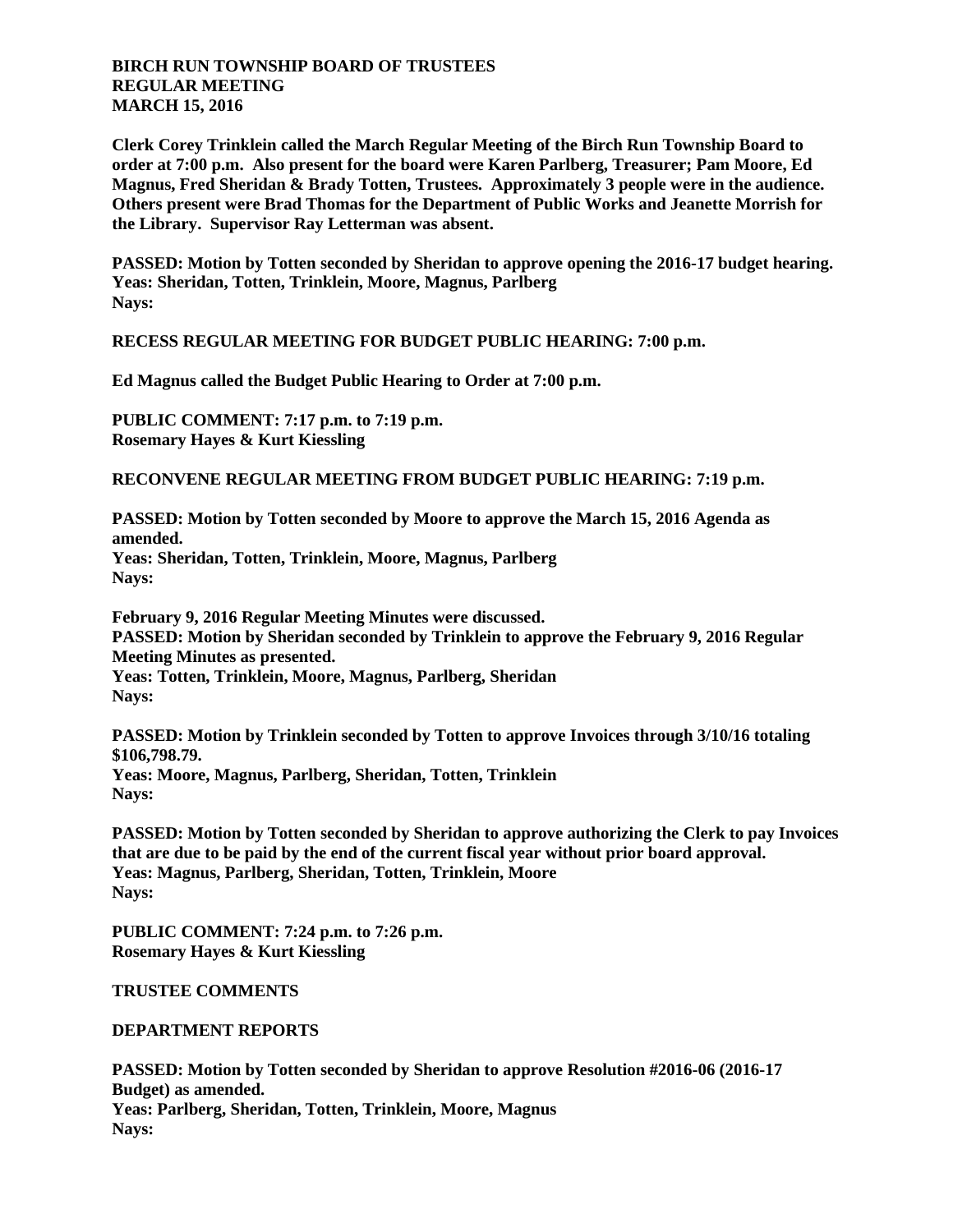**BIRCH RUN TOWNSHIP BOARD OF TRUSTEES**
**REGULAR MEETING**
**MARCH 15, 2016**

**Clerk Corey Trinklein called the March Regular Meeting of the Birch Run Township Board to order at 7:00 p.m. Also present for the board were Karen Parlberg, Treasurer; Pam Moore, Ed Magnus, Fred Sheridan & Brady Totten, Trustees. Approximately 3 people were in the audience. Others present were Brad Thomas for the Department of Public Works and Jeanette Morrish for the Library. Supervisor Ray Letterman was absent.**

**PASSED: Motion by Totten seconded by Sheridan to approve opening the 2016-17 budget hearing.**
**Yeas: Sheridan, Totten, Trinklein, Moore, Magnus, Parlberg**
**Nays:**

**RECESS REGULAR MEETING FOR BUDGET PUBLIC HEARING: 7:00 p.m.**

**Ed Magnus called the Budget Public Hearing to Order at 7:00 p.m.**

**PUBLIC COMMENT: 7:17 p.m. to 7:19 p.m.**
**Rosemary Hayes & Kurt Kiessling**

**RECONVENE REGULAR MEETING FROM BUDGET PUBLIC HEARING: 7:19 p.m.**

**PASSED: Motion by Totten seconded by Moore to approve the March 15, 2016 Agenda as amended.**
**Yeas: Sheridan, Totten, Trinklein, Moore, Magnus, Parlberg**
**Nays:**

**February 9, 2016 Regular Meeting Minutes were discussed.**
**PASSED: Motion by Sheridan seconded by Trinklein to approve the February 9, 2016 Regular Meeting Minutes as presented.**
**Yeas: Totten, Trinklein, Moore, Magnus, Parlberg, Sheridan**
**Nays:**

**PASSED: Motion by Trinklein seconded by Totten to approve Invoices through 3/10/16 totaling $106,798.79.**
**Yeas: Moore, Magnus, Parlberg, Sheridan, Totten, Trinklein**
**Nays:**

**PASSED: Motion by Totten seconded by Sheridan to approve authorizing the Clerk to pay Invoices that are due to be paid by the end of the current fiscal year without prior board approval.**
**Yeas: Magnus, Parlberg, Sheridan, Totten, Trinklein, Moore**
**Nays:**

**PUBLIC COMMENT: 7:24 p.m. to 7:26 p.m.**
**Rosemary Hayes & Kurt Kiessling**

**TRUSTEE COMMENTS**

**DEPARTMENT REPORTS**

**PASSED: Motion by Totten seconded by Sheridan to approve Resolution #2016-06 (2016-17 Budget) as amended.**
**Yeas: Parlberg, Sheridan, Totten, Trinklein, Moore, Magnus**
**Nays:**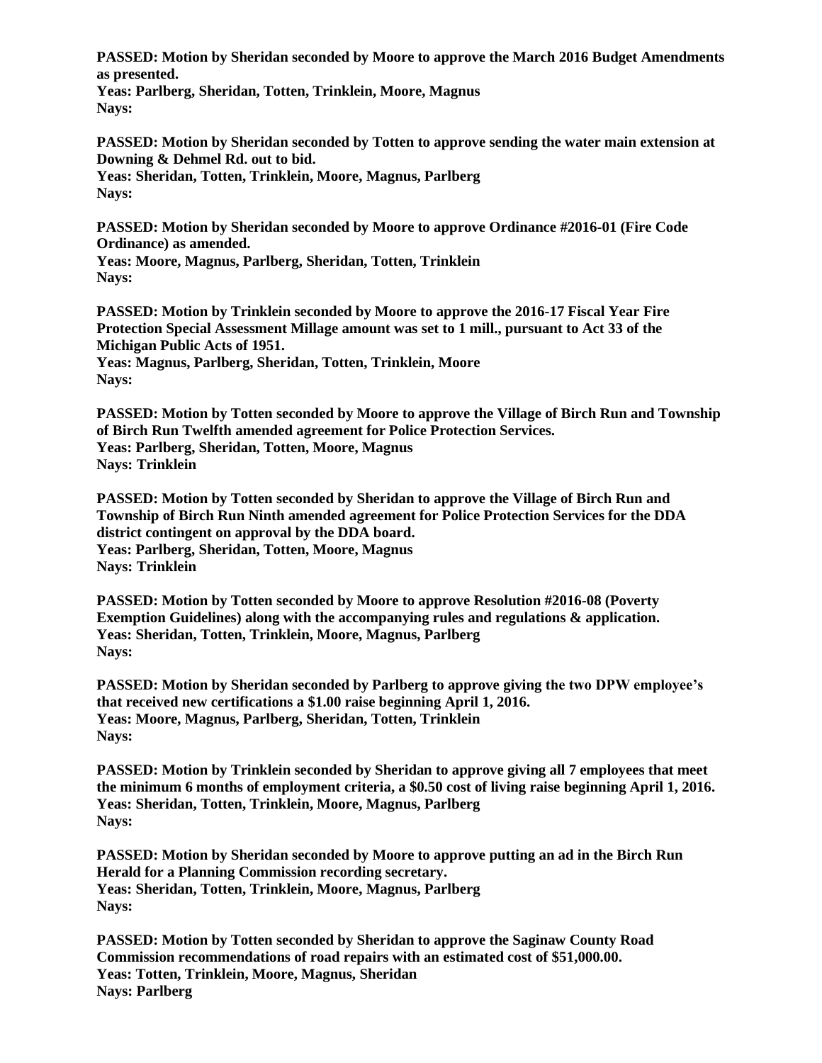**PASSED: Motion by Sheridan seconded by Moore to approve the March 2016 Budget Amendments as presented.**
**Yeas: Parlberg, Sheridan, Totten, Trinklein, Moore, Magnus**
**Nays:**

**PASSED: Motion by Sheridan seconded by Totten to approve sending the water main extension at Downing & Dehmel Rd. out to bid.**
**Yeas: Sheridan, Totten, Trinklein, Moore, Magnus, Parlberg**
**Nays:**

**PASSED: Motion by Sheridan seconded by Moore to approve Ordinance #2016-01 (Fire Code Ordinance) as amended.**
**Yeas: Moore, Magnus, Parlberg, Sheridan, Totten, Trinklein**
**Nays:**

**PASSED: Motion by Trinklein seconded by Moore to approve the 2016-17 Fiscal Year Fire Protection Special Assessment Millage amount was set to 1 mill., pursuant to Act 33 of the Michigan Public Acts of 1951.**
**Yeas: Magnus, Parlberg, Sheridan, Totten, Trinklein, Moore**
**Nays:**

**PASSED: Motion by Totten seconded by Moore to approve the Village of Birch Run and Township of Birch Run Twelfth amended agreement for Police Protection Services.**
**Yeas: Parlberg, Sheridan, Totten, Moore, Magnus**
**Nays: Trinklein**

**PASSED: Motion by Totten seconded by Sheridan to approve the Village of Birch Run and Township of Birch Run Ninth amended agreement for Police Protection Services for the DDA district contingent on approval by the DDA board.**
**Yeas: Parlberg, Sheridan, Totten, Moore, Magnus**
**Nays: Trinklein**

**PASSED: Motion by Totten seconded by Moore to approve Resolution #2016-08 (Poverty Exemption Guidelines) along with the accompanying rules and regulations & application.**
**Yeas: Sheridan, Totten, Trinklein, Moore, Magnus, Parlberg**
**Nays:**

**PASSED: Motion by Sheridan seconded by Parlberg to approve giving the two DPW employee's that received new certifications a $1.00 raise beginning April 1, 2016.**
**Yeas: Moore, Magnus, Parlberg, Sheridan, Totten, Trinklein**
**Nays:**

**PASSED: Motion by Trinklein seconded by Sheridan to approve giving all 7 employees that meet the minimum 6 months of employment criteria, a $0.50 cost of living raise beginning April 1, 2016.**
**Yeas: Sheridan, Totten, Trinklein, Moore, Magnus, Parlberg**
**Nays:**

**PASSED: Motion by Sheridan seconded by Moore to approve putting an ad in the Birch Run Herald for a Planning Commission recording secretary.**
**Yeas: Sheridan, Totten, Trinklein, Moore, Magnus, Parlberg**
**Nays:**

**PASSED: Motion by Totten seconded by Sheridan to approve the Saginaw County Road Commission recommendations of road repairs with an estimated cost of $51,000.00.**
**Yeas: Totten, Trinklein, Moore, Magnus, Sheridan**
**Nays: Parlberg**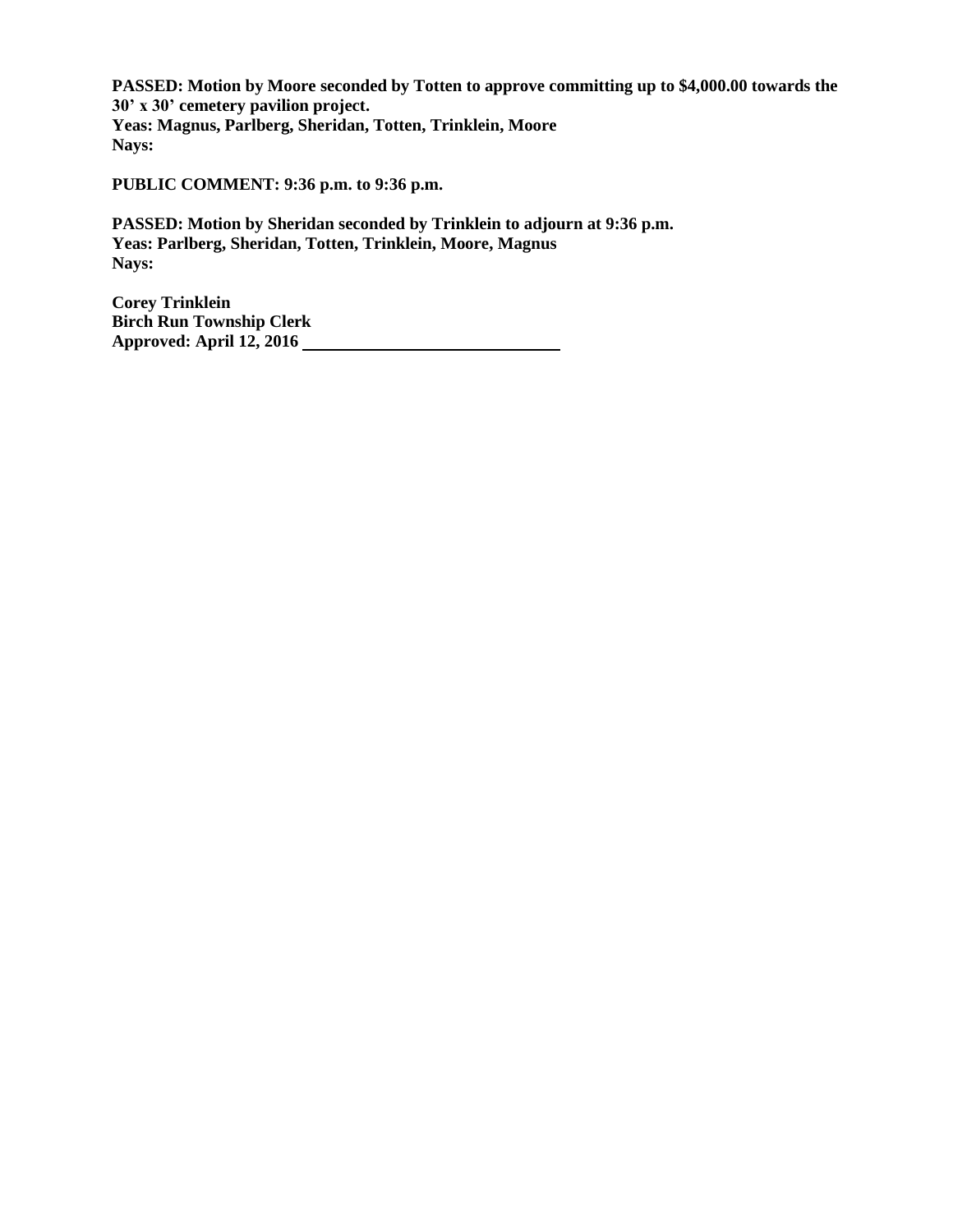**PASSED: Motion by Moore seconded by Totten to approve committing up to $4,000.00 towards the 30' x 30' cemetery pavilion project.**
**Yeas: Magnus, Parlberg, Sheridan, Totten, Trinklein, Moore**
**Nays:**

**PUBLIC COMMENT: 9:36 p.m. to 9:36 p.m.**

**PASSED: Motion by Sheridan seconded by Trinklein to adjourn at 9:36 p.m.**
**Yeas: Parlberg, Sheridan, Totten, Trinklein, Moore, Magnus**
**Nays:**

**Corey Trinklein**
**Birch Run Township Clerk**
**Approved: April 12, 2016 ______________________________**